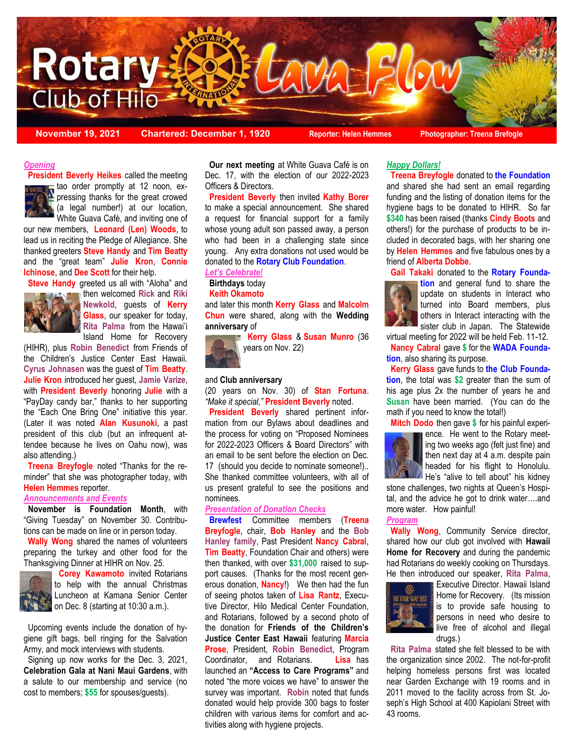# Rotary Club of Hilo Lava Flow

**November 19, 2021** | **Chartered: December 1, 1920** | **Reporter: Helen Hemmes** | **Photographer: Treena Brefogle**

## *Opening*

**President Beverly Heikes** called the meeting tao order promptly at 12 noon, expressing thanks for the great crowd (a legal number!) at our location, White Guava Café, and inviting one of our new members, **Leonard (Len) Woods**, to lead us in reciting the Pledge of Allegiance. She thanked greeters **Steve Handy** and **Tim Beatty** and the "great team" **Julie Kron**, **Connie Ichinose**, and **Dee Scott** for their help.

**Steve Handy** greeted us all with "Aloha" and then welcomed **Rick** and **Riki Newkold**, guests of **Kerry Glass**, our speaker for today, **Rita Palma** from the Hawai'i Island Home for Recovery (HIHR), plus **Robin Benedict** from Friends of the Children's Justice Center East Hawaii. **Cyrus Johnasen** was the guest of **Tim Beatty**. **Julie Kron** introduced her guest, **Jamie Varize**, with **President Beverly** honoring **Julie** with a "PayDay candy bar," thanks to her supporting the "Each One Bring One" initiative this year. (Later it was noted **Alan Kusunoki**, a past president of this club (but an infrequent attendee because he lives on Oahu now), was also attending.)

**Treena Breyfogle** noted "Thanks for the reminder" that she was photographer today, with **Helen Hemmes** reporter.

## *Announcements and Events*

**November is Foundation Month**, with "Giving Tuesday" on November 30. Contributions can be made on line or in person today.

**Wally Wong** shared the names of volunteers preparing the turkey and other food for the Thanksgiving Dinner at HIHR on Nov. 25.

**Corey Kawamoto** invited Rotarians to help with the annual Christmas Luncheon at Kamana Senior Center on Dec. 8 (starting at 10:30 a.m.).

Upcoming events include the donation of hygiene gift bags, bell ringing for the Salvation Army, and mock interviews with students.

Signing up now works for the Dec. 3, 2021, **Celebration Gala at Nani Maui Gardens**, with a salute to our membership and service (no cost to members; **$55** for spouses/guests).

**Our next meeting** at White Guava Café is on Dec. 17, with the election of our 2022-2023 Officers & Directors.

**President Beverly** then invited **Kathy Borer** to make a special announcement. She shared a request for financial support for a family whose young adult son passed away, a person who had been in a challenging state since young. Any extra donations not used would be donated to the **Rotary Club Foundation**.

## *Let's Celebrate!*

**Birthdays** today

**Keith Okamoto**

and later this month **Kerry Glass** and **Malcolm Chun** were shared, along with the **Wedding anniversary** of

**Kerry Glass** & **Susan Munro** (36 years on Nov. 22)

and **Club anniversary**

(20 years on Nov. 30) of **Stan Fortuna**. *"Make it special,"* **President Beverly** noted.

**President Beverly** shared pertinent information from our Bylaws about deadlines and the process for voting on "Proposed Nominees for 2022-2023 Officers & Board Directors" with an email to be sent before the election on Dec. 17 (should you decide to nominate someone!).. She thanked committee volunteers, with all of us present grateful to see the positions and nominees.

## *Presentation of Donation Checks*

**Brewfest** Committee members (**Treena Breyfogle**, chair, **Bob Hanley** and the **Bob Hanley family**, Past President **Nancy Cabral**, **Tim Beatty**, Foundation Chair and others) were then thanked, with over **$31,000** raised to support causes. (Thanks for the most recent generous donation, **Nancy**!) We then had the fun of seeing photos taken of **Lisa Rantz**, Executive Director, Hilo Medical Center Foundation, and Rotarians, followed by a second photo of the donation for **Friends of the Children's Justice Center East Hawaii** featuring **Marcia Prose**, President, **Robin Benedict**, Program Coordinator, and Rotarians. **Lisa** has launched an **"Access to Care Programs"** and noted "the more voices we have" to answer the survey was important. **Robin** noted that funds donated would help provide 300 bags to foster children with various items for comfort and activities along with hygiene projects.

## *Happy Dollars!*

**Treena Breyfogle** donated to **the Foundation** and shared she had sent an email regarding funding and the listing of donation items for the hygiene bags to be donated to HIHR. So far **$340** has been raised (thanks **Cindy Boots** and others!) for the purchase of products to be included in decorated bags, with her sharing one by **Helen Hemmes** and five fabulous ones by a friend of **Alberta Dobbe**.

**Gail Takaki** donated to the **Rotary Foundation** and general fund to share the update on students in Interact who turned into Board members, plus others in Interact interacting with the sister club in Japan. The Statewide virtual meeting for 2022 will be held Feb. 11-12.

**Nancy Cabral** gave **$** for the **WADA Foundation**, also sharing its purpose.

**Kerry Glass** gave funds to **the Club Foundation**, the total was **$2** greater than the sum of his age plus 2x the number of years he and **Susan** have been married. (You can do the math if you need to know the total!)

**Mitch Dodo** then gave **$** for his painful experience. He went to the Rotary meeting two weeks ago (felt just fine) and then next day at 4 a.m. despite pain headed for his flight to Honolulu. He's "alive to tell about" his kidney stone challenges, two nights at Queen's Hospital, and the advice he got to drink water….and more water. How painful!

## *Program*

**Wally Wong**, Community Service director, shared how our club got involved with **Hawaii Home for Recovery** and during the pandemic had Rotarians do weekly cooking on Thursdays. He then introduced our speaker, **Rita Palma**, Executive Director. Hawaii Island Home for Recovery. (Its mission is to provide safe housing to persons in need who desire to live free of alcohol and illegal drugs.)

**Rita Palma** stated she felt blessed to be with the organization since 2002. The not-for-profit helping homeless persons first was located near Garden Exchange with 19 rooms and in 2011 moved to the facility across from St. Joseph's High School at 400 Kapiolani Street with 43 rooms.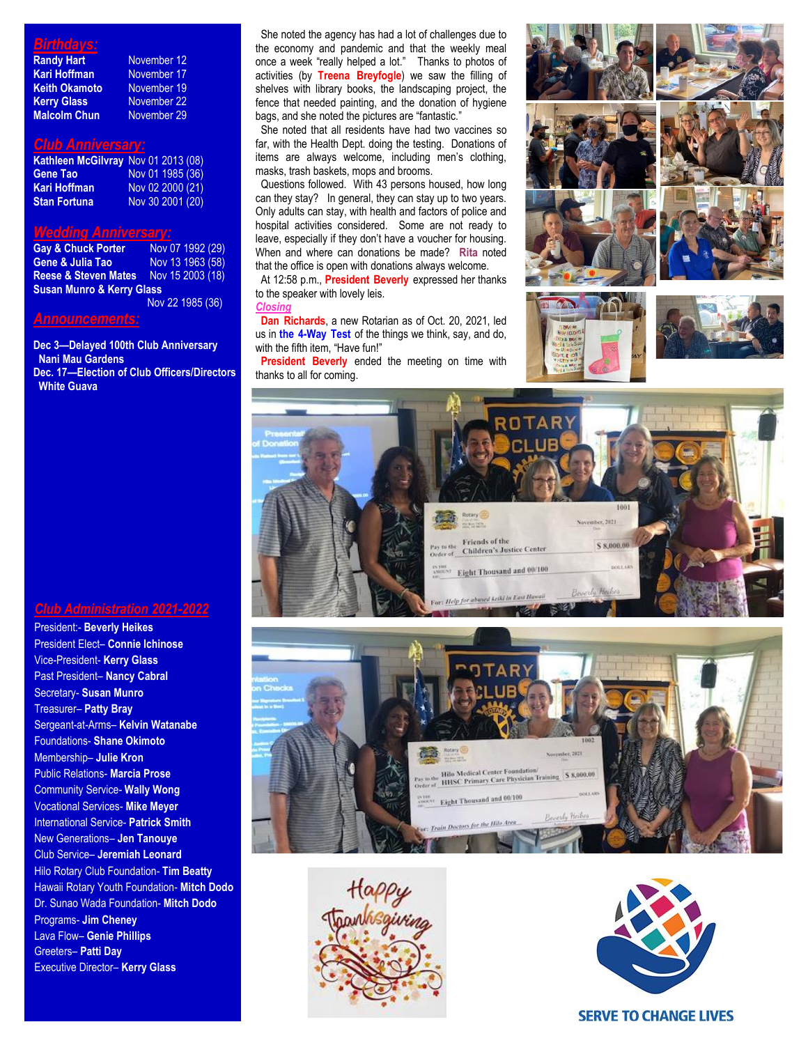## Birthdays:

| | |
|---|---|
| **Randy Hart** | November 12 |
| **Kari Hoffman** | November 17 |
| **Keith Okamoto** | November 19 |
| **Kerry Glass** | November 22 |
| **Malcolm Chun** | November 29 |

## Club Anniversary:

| | |
|---|---|
| **Kathleen McGilvray** | Nov 01 2013 (08) |
| **Gene Tao** | Nov 01 1985 (36) |
| **Kari Hoffman** | Nov 02 2000 (21) |
| **Stan Fortuna** | Nov 30 2001 (20) |

## Wedding Anniversary:

| | |
|---|---|
| **Gay & Chuck Porter** | Nov 07 1992 (29) |
| **Gene & Julia Tao** | Nov 13 1963 (58) |
| **Reese & Steven Mates** | Nov 15 2003 (18) |
| **Susan Munro & Kerry Glass** | Nov 22 1985 (36) |

## Announcements:

**Dec 3—Delayed 100th Club Anniversary**
**Nani Mau Gardens**
**Dec. 17—Election of Club Officers/Directors**
**White Guava**

## Club Administration 2021-2022

President:- **Beverly Heikes**
President Elect– **Connie Ichinose**
Vice-President- **Kerry Glass**
Past President– **Nancy Cabral**
Secretary- **Susan Munro**
Treasurer– **Patty Bray**
Sergeant-at-Arms– **Kelvin Watanabe**
Foundations- **Shane Okimoto**
Membership– **Julie Kron**
Public Relations- **Marcia Prose**
Community Service- **Wally Wong**
Vocational Services- **Mike Meyer**
International Service- **Patrick Smith**
New Generations– **Jen Tanouye**
Club Service– **Jeremiah Leonard**
Hilo Rotary Club Foundation- **Tim Beatty**
Hawaii Rotary Youth Foundation- **Mitch Dodo**
Dr. Sunao Wada Foundation- **Mitch Dodo**
Programs- **Jim Cheney**
Lava Flow– **Genie Phillips**
Greeters– **Patti Day**
Executive Director– **Kerry Glass**

She noted the agency has had a lot of challenges due to the economy and pandemic and that the weekly meal once a week "really helped a lot." Thanks to photos of activities (by **Treena Breyfogle**) we saw the filling of shelves with library books, the landscaping project, the fence that needed painting, and the donation of hygiene bags, and she noted the pictures are "fantastic."

She noted that all residents have had two vaccines so far, with the Health Dept. doing the testing. Donations of items are always welcome, including men's clothing, masks, trash baskets, mops and brooms.

Questions followed. With 43 persons housed, how long can they stay? In general, they can stay up to two years. Only adults can stay, with health and factors of police and hospital activities considered. Some are not ready to leave, especially if they don't have a voucher for housing. When and where can donations be made? **Rita** noted that the office is open with donations always welcome.

At 12:58 p.m., **President Beverly** expressed her thanks to the speaker with lovely leis.

### Closing

**Dan Richards**, a new Rotarian as of Oct. 20, 2021, led us in **the 4-Way Test** of the things we think, say, and do, with the fifth item, "Have fun!"

**President Beverly** ended the meeting on time with thanks to all for coming.

SERVE TO CHANGE LIVES